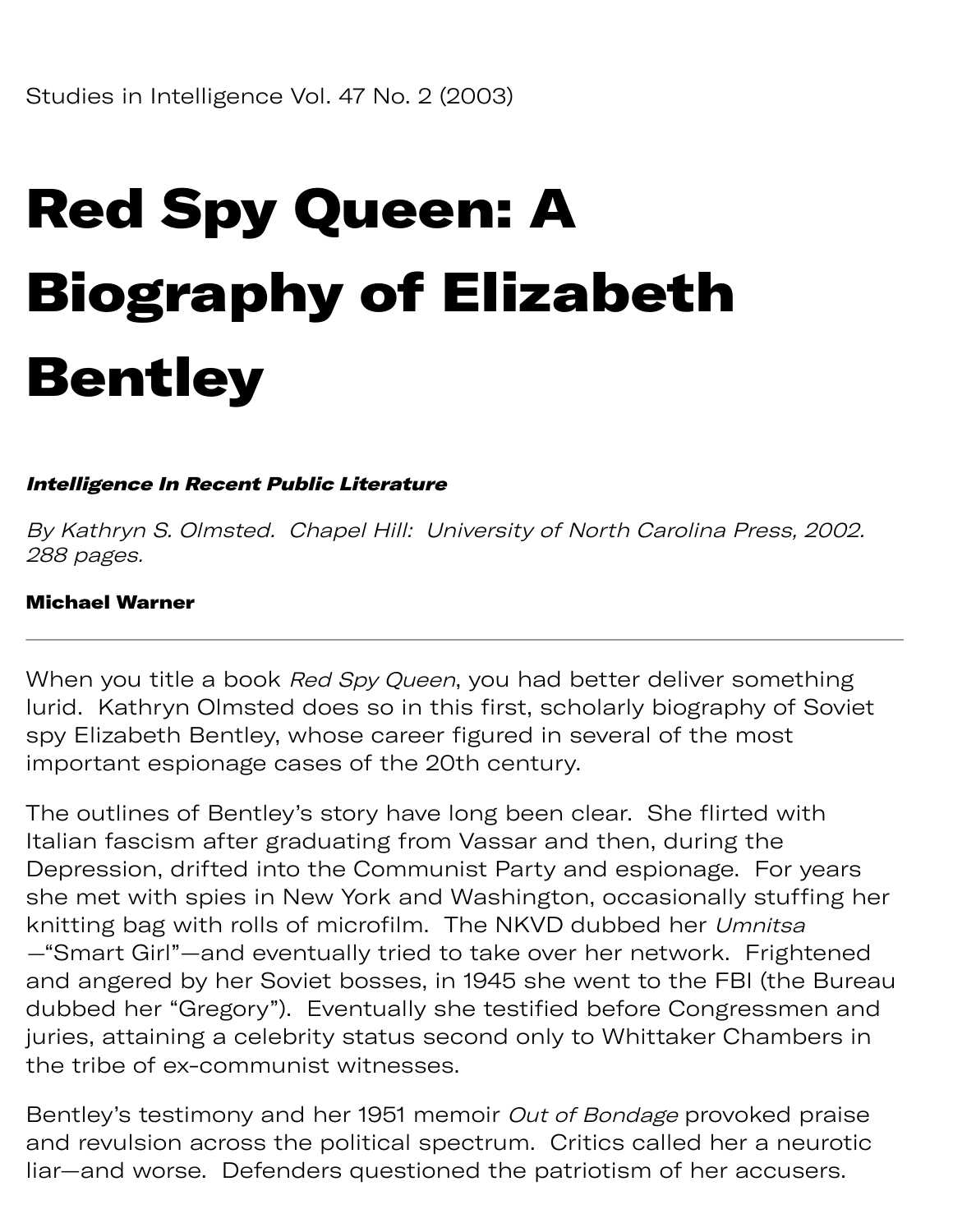Studies in Intelligence Vol. 47 No. 2 (2003)

# Red Spy Queen: A Biography of Elizabeth Bentley

***Intelligence In Recent Public Literature***

*By Kathryn S. Olmsted. Chapel Hill: University of North Carolina Press, 2002. 288 pages.*

**Michael Warner**

---

When you title a book *Red Spy Queen*, you had better deliver something lurid. Kathryn Olmsted does so in this first, scholarly biography of Soviet spy Elizabeth Bentley, whose career figured in several of the most important espionage cases of the 20th century.

The outlines of Bentley's story have long been clear. She flirted with Italian fascism after graduating from Vassar and then, during the Depression, drifted into the Communist Party and espionage. For years she met with spies in New York and Washington, occasionally stuffing her knitting bag with rolls of microfilm. The NKVD dubbed her *Umnitsa*—"Smart Girl"—and eventually tried to take over her network. Frightened and angered by her Soviet bosses, in 1945 she went to the FBI (the Bureau dubbed her "Gregory"). Eventually she testified before Congressmen and juries, attaining a celebrity status second only to Whittaker Chambers in the tribe of ex-communist witnesses.

Bentley's testimony and her 1951 memoir *Out of Bondage* provoked praise and revulsion across the political spectrum. Critics called her a neurotic liar—and worse. Defenders questioned the patriotism of her accusers.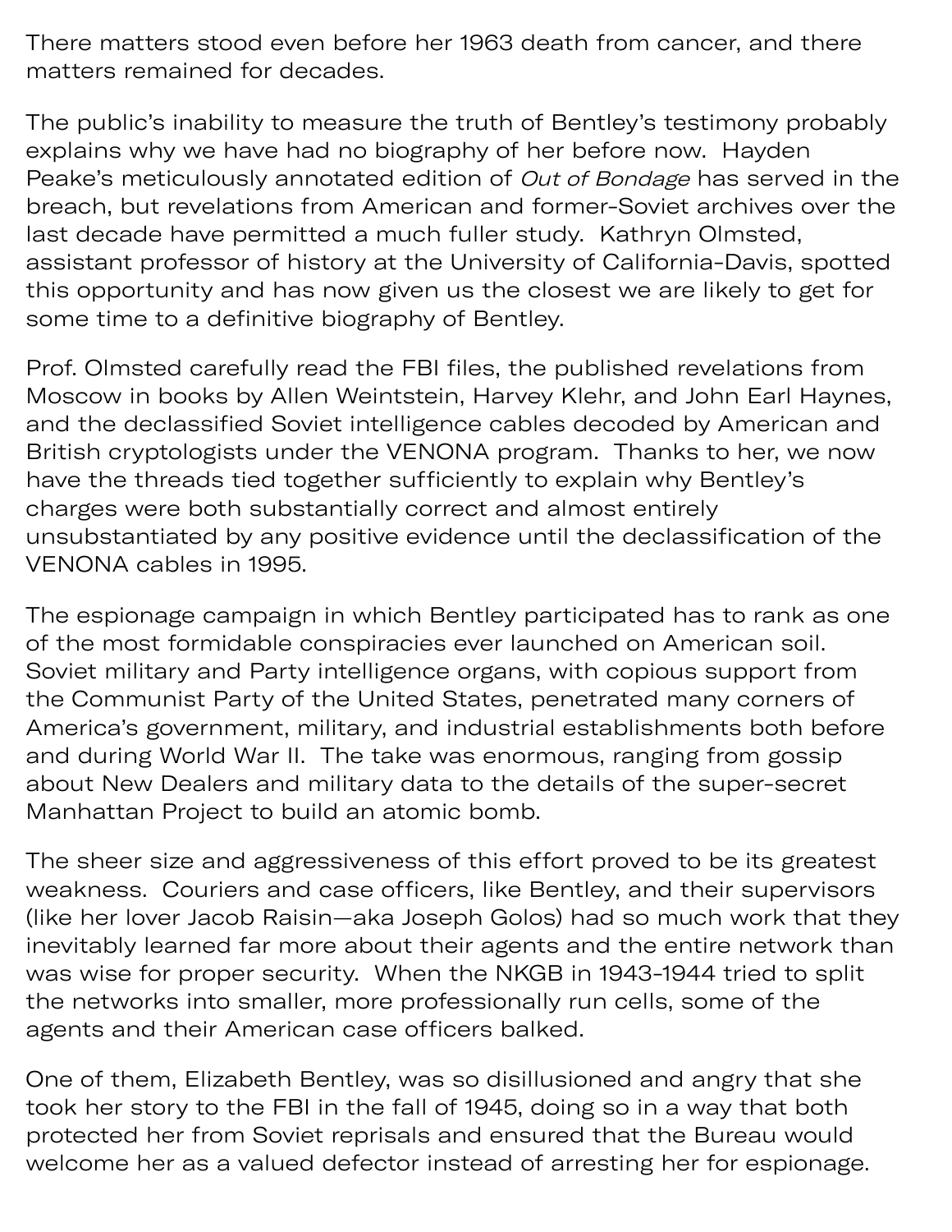There matters stood even before her 1963 death from cancer, and there matters remained for decades.

The public's inability to measure the truth of Bentley's testimony probably explains why we have had no biography of her before now. Hayden Peake's meticulously annotated edition of *Out of Bondage* has served in the breach, but revelations from American and former-Soviet archives over the last decade have permitted a much fuller study. Kathryn Olmsted, assistant professor of history at the University of California-Davis, spotted this opportunity and has now given us the closest we are likely to get for some time to a definitive biography of Bentley.

Prof. Olmsted carefully read the FBI files, the published revelations from Moscow in books by Allen Weintstein, Harvey Klehr, and John Earl Haynes, and the declassified Soviet intelligence cables decoded by American and British cryptologists under the VENONA program. Thanks to her, we now have the threads tied together sufficiently to explain why Bentley's charges were both substantially correct and almost entirely unsubstantiated by any positive evidence until the declassification of the VENONA cables in 1995.

The espionage campaign in which Bentley participated has to rank as one of the most formidable conspiracies ever launched on American soil. Soviet military and Party intelligence organs, with copious support from the Communist Party of the United States, penetrated many corners of America's government, military, and industrial establishments both before and during World War II. The take was enormous, ranging from gossip about New Dealers and military data to the details of the super-secret Manhattan Project to build an atomic bomb.

The sheer size and aggressiveness of this effort proved to be its greatest weakness. Couriers and case officers, like Bentley, and their supervisors (like her lover Jacob Raisin—aka Joseph Golos) had so much work that they inevitably learned far more about their agents and the entire network than was wise for proper security. When the NKGB in 1943-1944 tried to split the networks into smaller, more professionally run cells, some of the agents and their American case officers balked.

One of them, Elizabeth Bentley, was so disillusioned and angry that she took her story to the FBI in the fall of 1945, doing so in a way that both protected her from Soviet reprisals and ensured that the Bureau would welcome her as a valued defector instead of arresting her for espionage.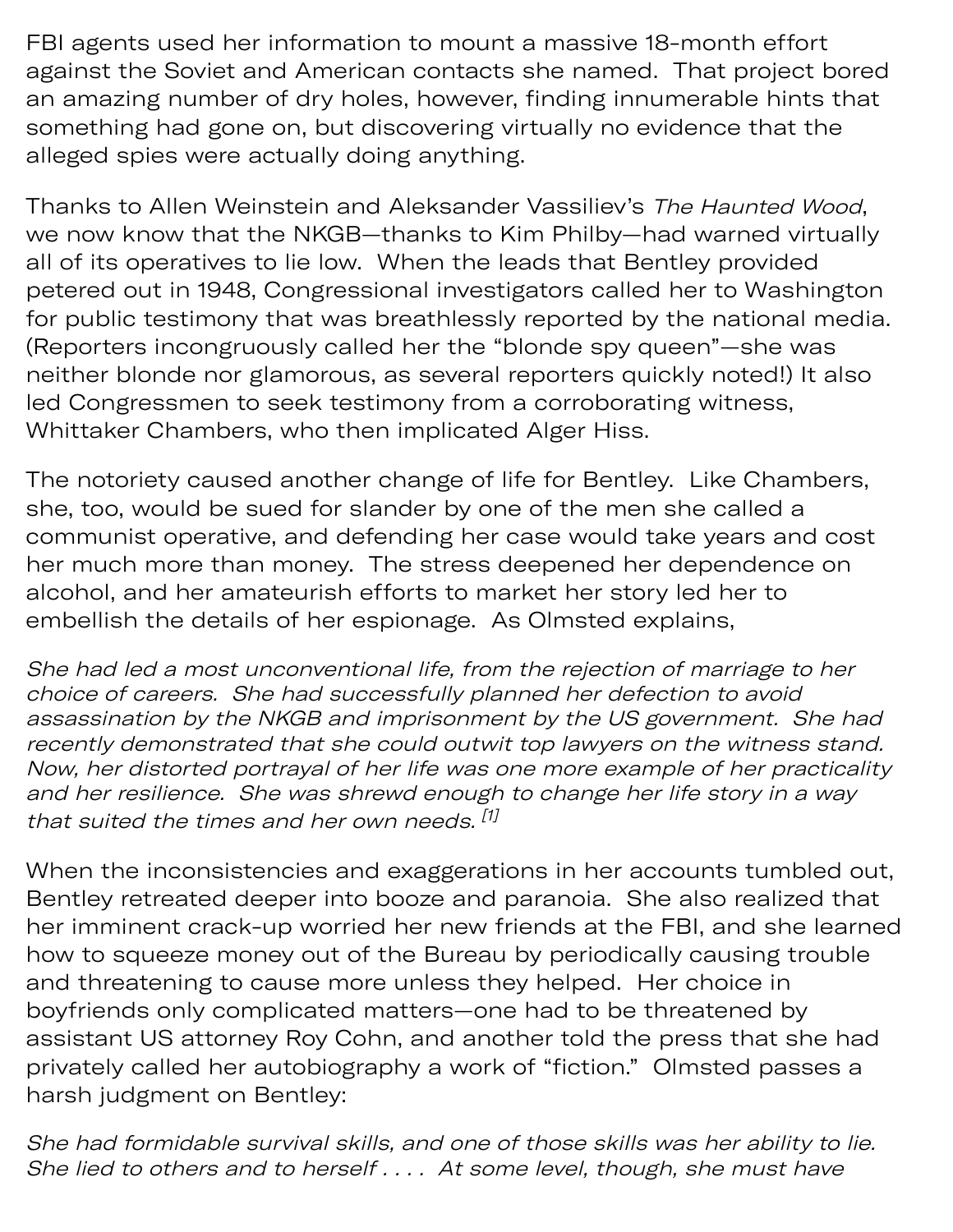FBI agents used her information to mount a massive 18-month effort against the Soviet and American contacts she named. That project bored an amazing number of dry holes, however, finding innumerable hints that something had gone on, but discovering virtually no evidence that the alleged spies were actually doing anything.

Thanks to Allen Weinstein and Aleksander Vassiliev's *The Haunted Wood*, we now know that the NKGB—thanks to Kim Philby—had warned virtually all of its operatives to lie low. When the leads that Bentley provided petered out in 1948, Congressional investigators called her to Washington for public testimony that was breathlessly reported by the national media. (Reporters incongruously called her the "blonde spy queen"—she was neither blonde nor glamorous, as several reporters quickly noted!) It also led Congressmen to seek testimony from a corroborating witness, Whittaker Chambers, who then implicated Alger Hiss.

The notoriety caused another change of life for Bentley. Like Chambers, she, too, would be sued for slander by one of the men she called a communist operative, and defending her case would take years and cost her much more than money. The stress deepened her dependence on alcohol, and her amateurish efforts to market her story led her to embellish the details of her espionage. As Olmsted explains,

*She had led a most unconventional life, from the rejection of marriage to her choice of careers. She had successfully planned her defection to avoid assassination by the NKGB and imprisonment by the US government. She had recently demonstrated that she could outwit top lawyers on the witness stand. Now, her distorted portrayal of her life was one more example of her practicality and her resilience. She was shrewd enough to change her life story in a way that suited the times and her own needs.* [1]

When the inconsistencies and exaggerations in her accounts tumbled out, Bentley retreated deeper into booze and paranoia. She also realized that her imminent crack-up worried her new friends at the FBI, and she learned how to squeeze money out of the Bureau by periodically causing trouble and threatening to cause more unless they helped. Her choice in boyfriends only complicated matters—one had to be threatened by assistant US attorney Roy Cohn, and another told the press that she had privately called her autobiography a work of "fiction." Olmsted passes a harsh judgment on Bentley:

*She had formidable survival skills, and one of those skills was her ability to lie. She lied to others and to herself . . . . At some level, though, she must have*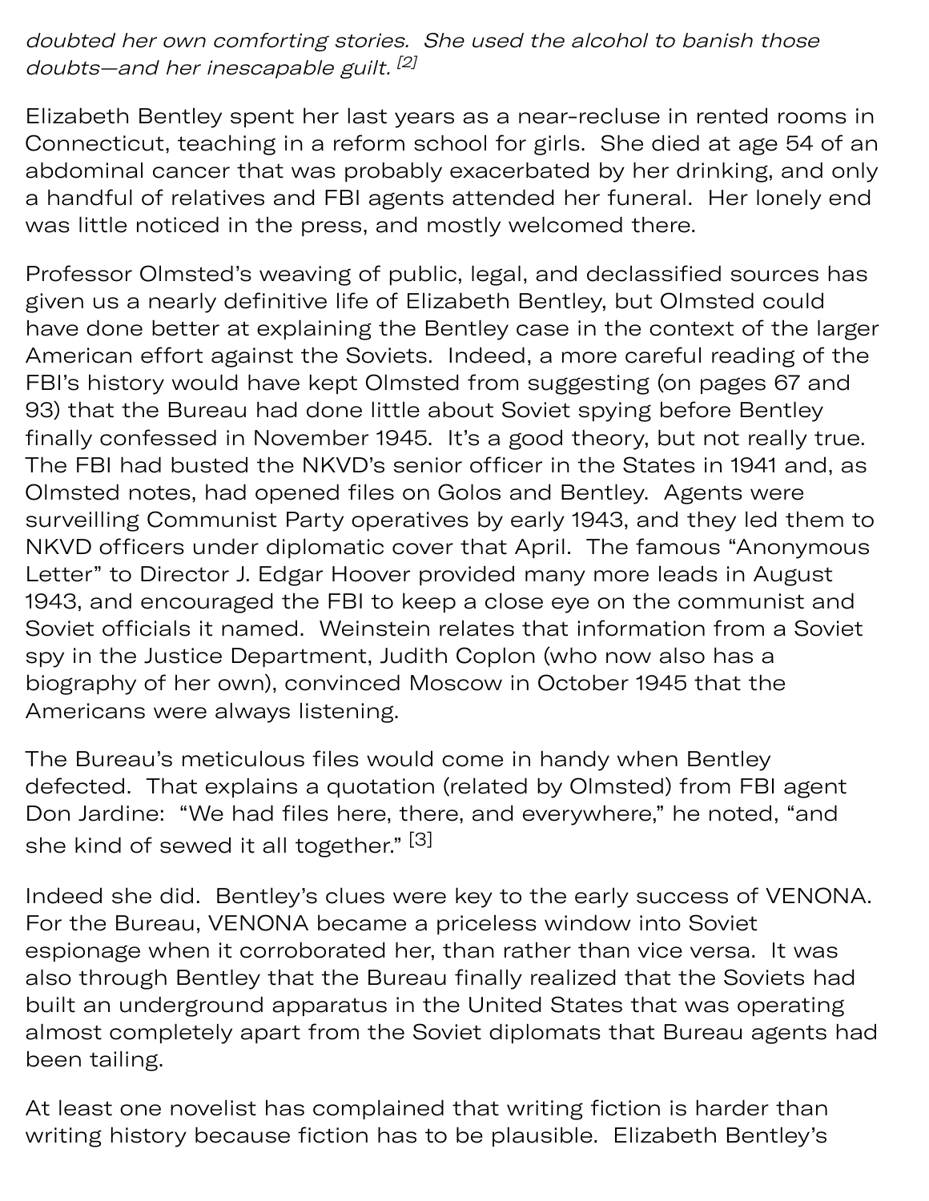*doubted her own comforting stories. She used the alcohol to banish those doubts—and her inescapable guilt.* [2]

Elizabeth Bentley spent her last years as a near-recluse in rented rooms in Connecticut, teaching in a reform school for girls. She died at age 54 of an abdominal cancer that was probably exacerbated by her drinking, and only a handful of relatives and FBI agents attended her funeral. Her lonely end was little noticed in the press, and mostly welcomed there.

Professor Olmsted's weaving of public, legal, and declassified sources has given us a nearly definitive life of Elizabeth Bentley, but Olmsted could have done better at explaining the Bentley case in the context of the larger American effort against the Soviets. Indeed, a more careful reading of the FBI's history would have kept Olmsted from suggesting (on pages 67 and 93) that the Bureau had done little about Soviet spying before Bentley finally confessed in November 1945. It's a good theory, but not really true. The FBI had busted the NKVD's senior officer in the States in 1941 and, as Olmsted notes, had opened files on Golos and Bentley. Agents were surveilling Communist Party operatives by early 1943, and they led them to NKVD officers under diplomatic cover that April. The famous "Anonymous Letter" to Director J. Edgar Hoover provided many more leads in August 1943, and encouraged the FBI to keep a close eye on the communist and Soviet officials it named. Weinstein relates that information from a Soviet spy in the Justice Department, Judith Coplon (who now also has a biography of her own), convinced Moscow in October 1945 that the Americans were always listening.

The Bureau's meticulous files would come in handy when Bentley defected. That explains a quotation (related by Olmsted) from FBI agent Don Jardine: "We had files here, there, and everywhere," he noted, "and she kind of sewed it all together." [3]

Indeed she did. Bentley's clues were key to the early success of VENONA. For the Bureau, VENONA became a priceless window into Soviet espionage when it corroborated her, than rather than vice versa. It was also through Bentley that the Bureau finally realized that the Soviets had built an underground apparatus in the United States that was operating almost completely apart from the Soviet diplomats that Bureau agents had been tailing.

At least one novelist has complained that writing fiction is harder than writing history because fiction has to be plausible. Elizabeth Bentley's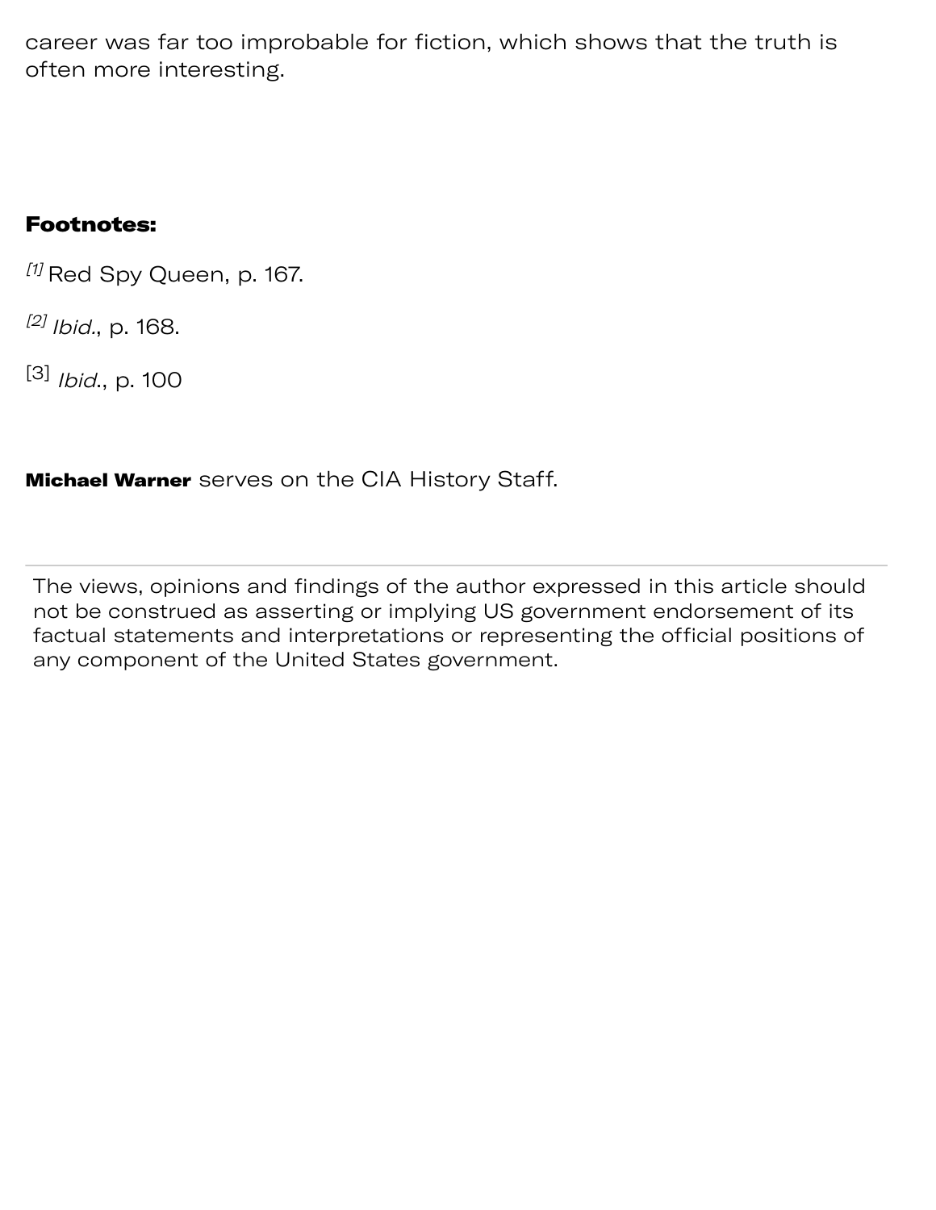career was far too improbable for fiction, which shows that the truth is often more interesting.

**Footnotes:**

[1] Red Spy Queen, p. 167.

[2] *Ibid*., p. 168.

[3] *Ibid*., p. 100

**Michael Warner** serves on the CIA History Staff.

---

The views, opinions and findings of the author expressed in this article should not be construed as asserting or implying US government endorsement of its factual statements and interpretations or representing the official positions of any component of the United States government.